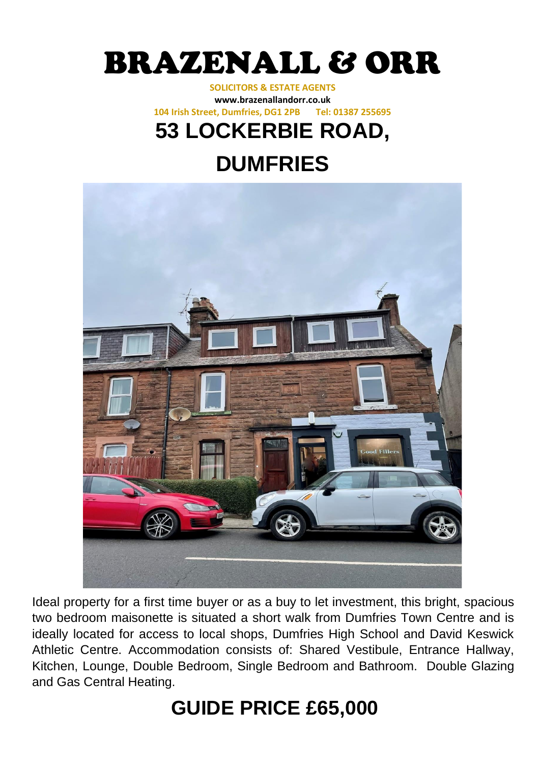# BRAZENALL & ORR

**SOLICITORS & ESTATE AGENTS**

**www.brazenallandorr.co.uk**

**104 Irish Street, Dumfries, DG1 2PB Tel: 01387 255695**

# 53 LOCKERBIE ROAD, DUMFRIES

Ideal property for a first time buyer or as a buy to let investment, this bright, spacious two bedroom maisonette is situated a short walk from Dumfries Town Centre and is ideally located for access to local shops, Dumfries High School and David Keswick Athletic Centre. Accommodation consists of: Shared Vestibule, Entrance Hallway, Kitchen, Lounge, Double Bedroom, Single Bedroom and Bathroom. Double Glazing and Gas Central Heating.

## GUIDE PRICE £65,000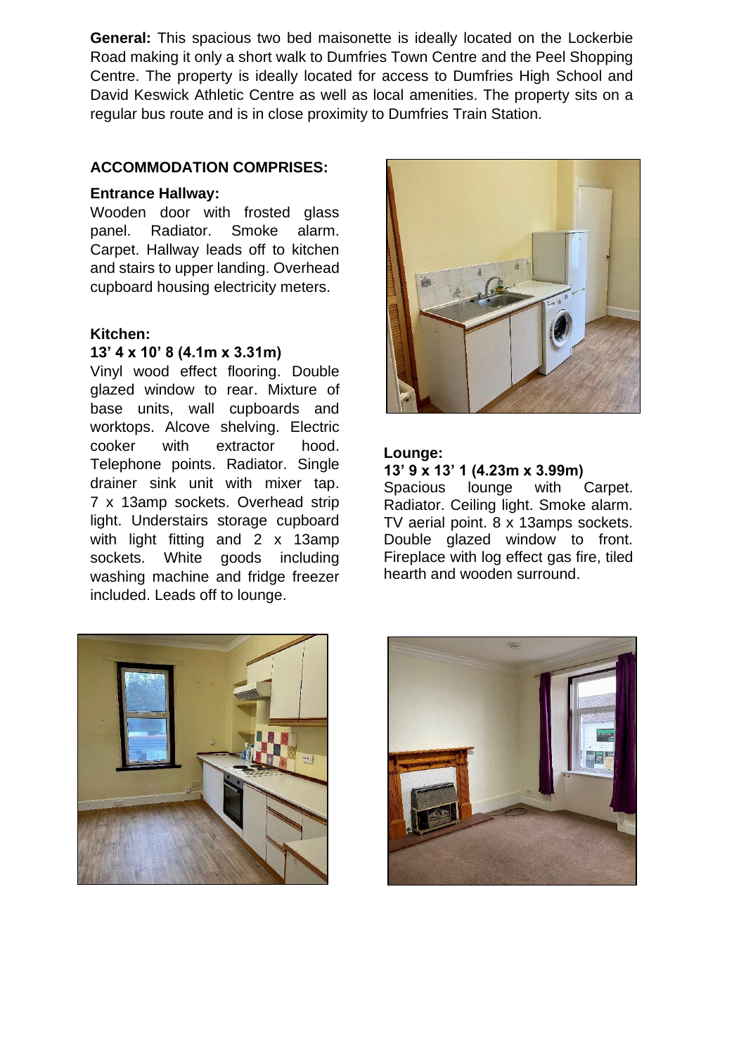**General:** This spacious two bed maisonette is ideally located on the Lockerbie Road making it only a short walk to Dumfries Town Centre and the Peel Shopping Centre. The property is ideally located for access to Dumfries High School and David Keswick Athletic Centre as well as local amenities. The property sits on a regular bus route and is in close proximity to Dumfries Train Station.

## ACCOMMODATION COMPRISES:

### Entrance Hallway:

Wooden door with frosted glass panel. Radiator. Smoke alarm. Carpet. Hallway leads off to kitchen and stairs to upper landing. Overhead cupboard housing electricity meters.

### Kitchen:

**13' 4 x 10' 8 (4.1m x 3.31m)**

Vinyl wood effect flooring. Double glazed window to rear. Mixture of base units, wall cupboards and worktops. Alcove shelving. Electric cooker with extractor hood. Telephone points. Radiator. Single drainer sink unit with mixer tap. 7 x 13amp sockets. Overhead strip light. Understairs storage cupboard with light fitting and 2 x 13amp sockets. White goods including washing machine and fridge freezer included. Leads off to lounge.

### Lounge:

**13' 9 x 13' 1 (4.23m x 3.99m)**

Spacious lounge with Carpet. Radiator. Ceiling light. Smoke alarm. TV aerial point. 8 x 13amps sockets. Double glazed window to front. Fireplace with log effect gas fire, tiled hearth and wooden surround.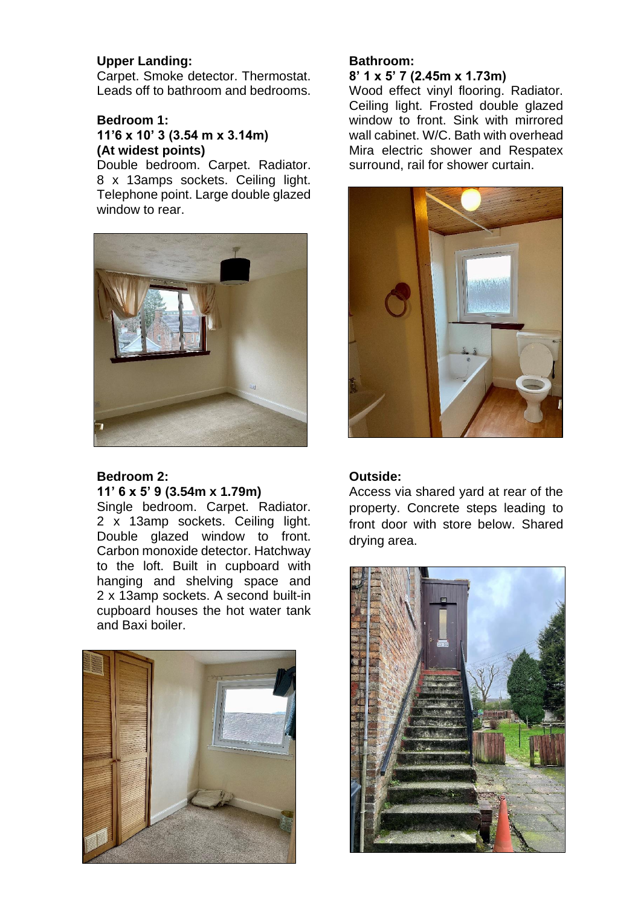**Upper Landing:**
Carpet. Smoke detector. Thermostat. Leads off to bathroom and bedrooms.

**Bedroom 1:**
**11'6 x 10' 3 (3.54 m x 3.14m)**
**(At widest points)**
Double bedroom. Carpet. Radiator. 8 x 13amps sockets. Ceiling light. Telephone point. Large double glazed window to rear.

**Bedroom 2:**
**11' 6 x 5' 9 (3.54m x 1.79m)**
Single bedroom. Carpet. Radiator. 2 x 13amp sockets. Ceiling light. Double glazed window to front. Carbon monoxide detector. Hatchway to the loft. Built in cupboard with hanging and shelving space and 2 x 13amp sockets. A second built-in cupboard houses the hot water tank and Baxi boiler.

**Bathroom:**
**8' 1 x 5' 7 (2.45m x 1.73m)**
Wood effect vinyl flooring. Radiator. Ceiling light. Frosted double glazed window to front. Sink with mirrored wall cabinet. W/C. Bath with overhead Mira electric shower and Respatex surround, rail for shower curtain.

**Outside:**
Access via shared yard at rear of the property. Concrete steps leading to front door with store below. Shared drying area.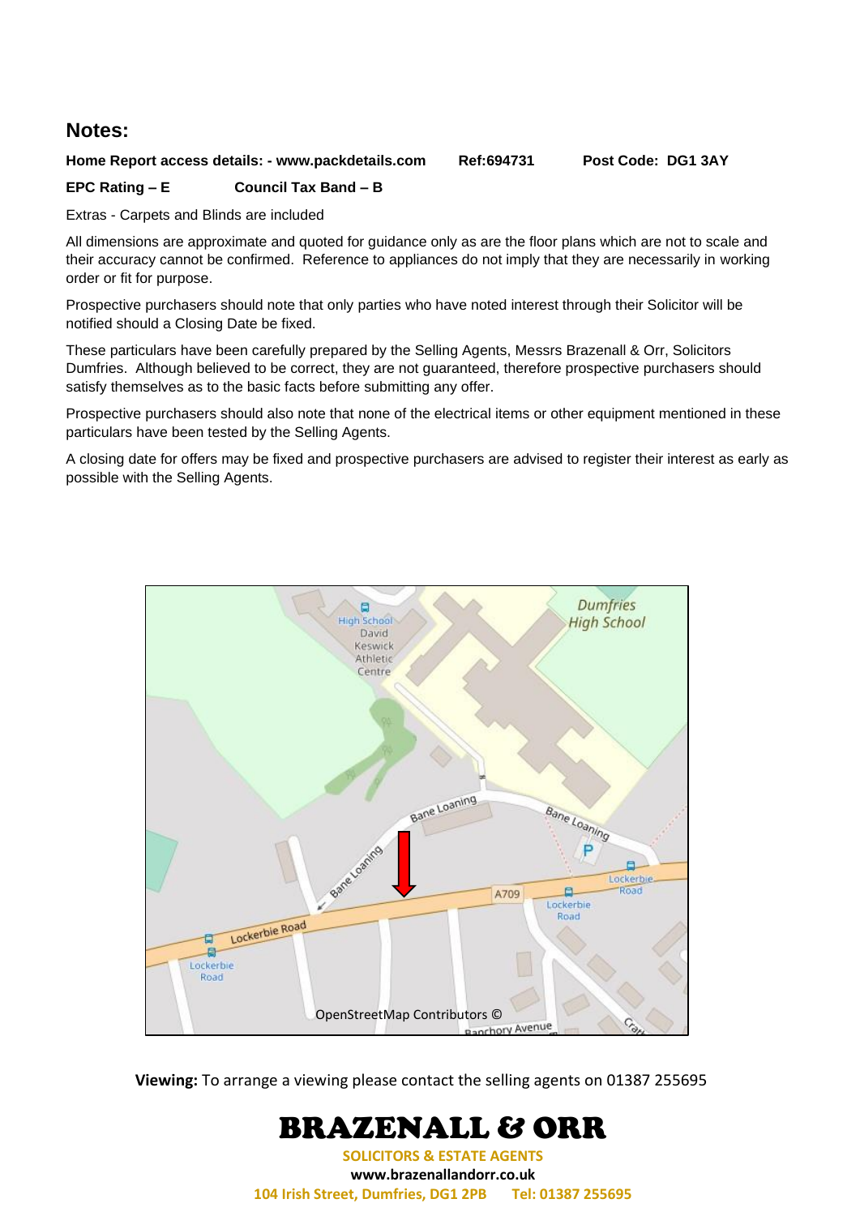## Notes:

**Home Report access details: - www.packdetails.com Ref:694731 Post Code: DG1 3AY**

**EPC Rating – E Council Tax Band – B**

Extras - Carpets and Blinds are included

All dimensions are approximate and quoted for guidance only as are the floor plans which are not to scale and their accuracy cannot be confirmed. Reference to appliances do not imply that they are necessarily in working order or fit for purpose.

Prospective purchasers should note that only parties who have noted interest through their Solicitor will be notified should a Closing Date be fixed.

These particulars have been carefully prepared by the Selling Agents, Messrs Brazenall & Orr, Solicitors Dumfries. Although believed to be correct, they are not guaranteed, therefore prospective purchasers should satisfy themselves as to the basic facts before submitting any offer.

Prospective purchasers should also note that none of the electrical items or other equipment mentioned in these particulars have been tested by the Selling Agents.

A closing date for offers may be fixed and prospective purchasers are advised to register their interest as early as possible with the Selling Agents.

Dumfries High School
High School
David Keswick Athletic Centre
Bane Loaning
Bane Loaning
Bane Loaning
Lockerbie Road
A709
Lockerbie Road
Lockerbie Road
Lockerbie Road
Lockerbie Road
Banchory Avenue
OpenStreetMap Contributors ©

**Viewing:** To arrange a viewing please contact the selling agents on 01387 255695

# BRAZENALL & ORR

**SOLICITORS & ESTATE AGENTS**

**www.brazenallandorr.co.uk**

**104 Irish Street, Dumfries, DG1 2PB Tel: 01387 255695**